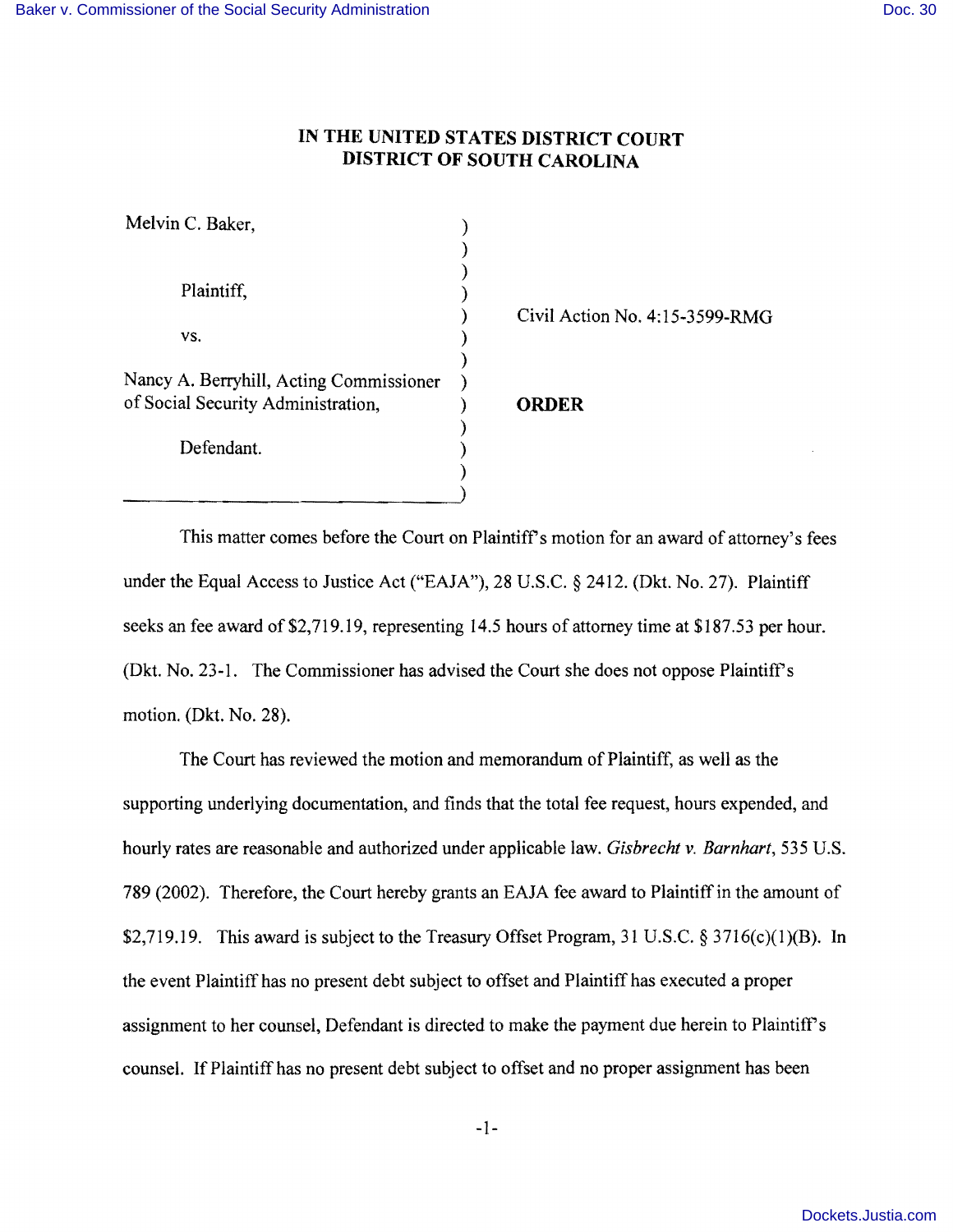# IN THE UNITED STATES DISTRICT COURT
# DISTRICT OF SOUTH CAROLINA

| | |
|---|---|
| Melvin C. Baker,<br><br>Plaintiff,<br><br>vs.<br><br>Nancy A. Berryhill, Acting Commissioner of Social Security Administration,<br><br>Defendant. | Civil Action No. 4:15-3599-RMG<br><br>**ORDER** |

This matter comes before the Court on Plaintiff's motion for an award of attorney's fees under the Equal Access to Justice Act ("EAJA"), 28 U.S.C. § 2412. (Dkt. No. 27). Plaintiff seeks an fee award of $2,719.19, representing 14.5 hours of attorney time at $187.53 per hour. (Dkt. No. 23-1. The Commissioner has advised the Court she does not oppose Plaintiff's motion. (Dkt. No. 28).

The Court has reviewed the motion and memorandum of Plaintiff, as well as the supporting underlying documentation, and finds that the total fee request, hours expended, and hourly rates are reasonable and authorized under applicable law. *Gisbrecht v. Barnhart*, 535 U.S. 789 (2002). Therefore, the Court hereby grants an EAJA fee award to Plaintiff in the amount of $2,719.19. This award is subject to the Treasury Offset Program, 31 U.S.C. § 3716(c)(1)(B). In the event Plaintiff has no present debt subject to offset and Plaintiff has executed a proper assignment to her counsel, Defendant is directed to make the payment due herein to Plaintiff's counsel. If Plaintiff has no present debt subject to offset and no proper assignment has been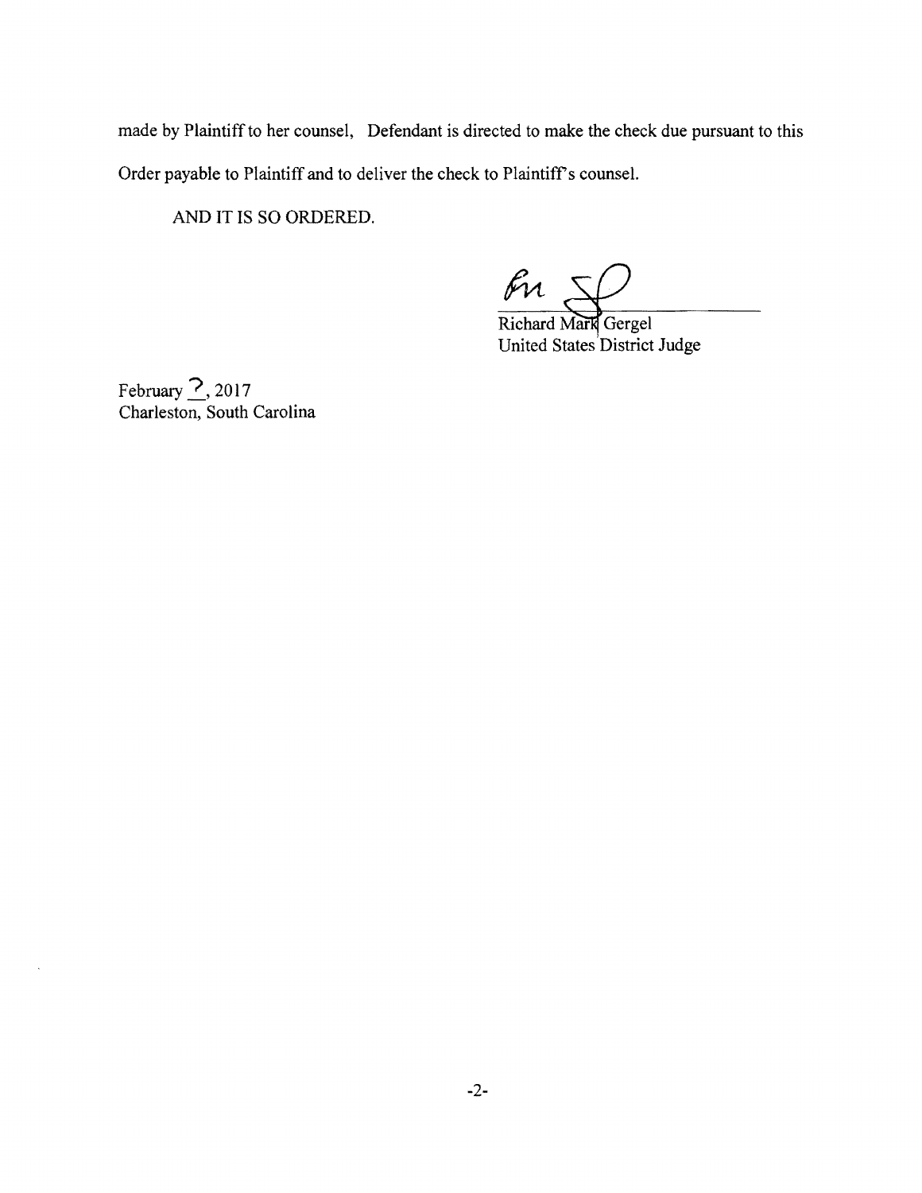made by Plaintiff to her counsel, Defendant is directed to make the check due pursuant to this Order payable to Plaintiff and to deliver the check to Plaintiff's counsel.

AND IT IS SO ORDERED.

Richard Mark Gergel
United States District Judge

February 7, 2017
Charleston, South Carolina